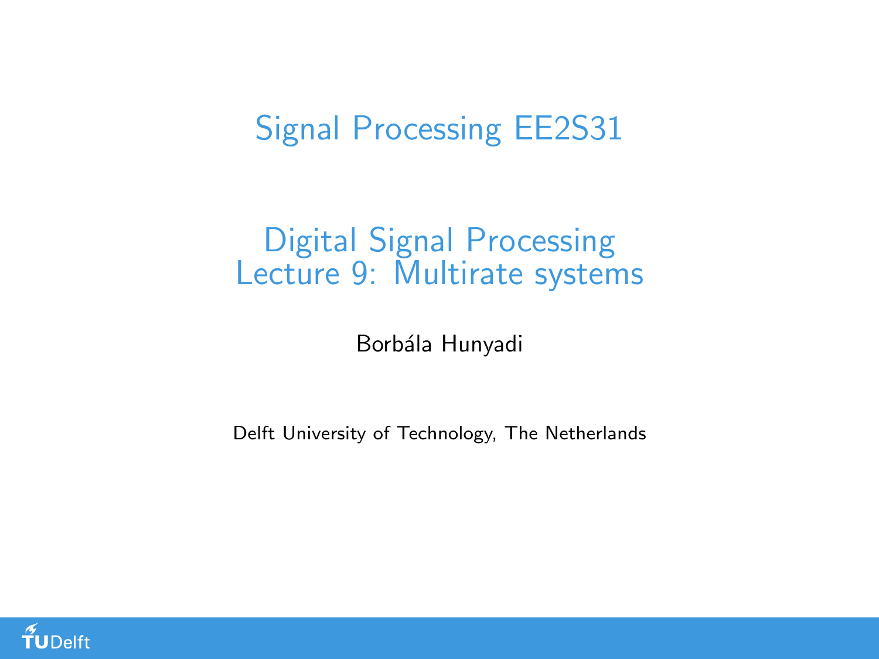# Signal Processing EE2S31

## Digital Signal Processing
## Lecture 9: Multirate systems

Borbála Hunyadi

Delft University of Technology, The Netherlands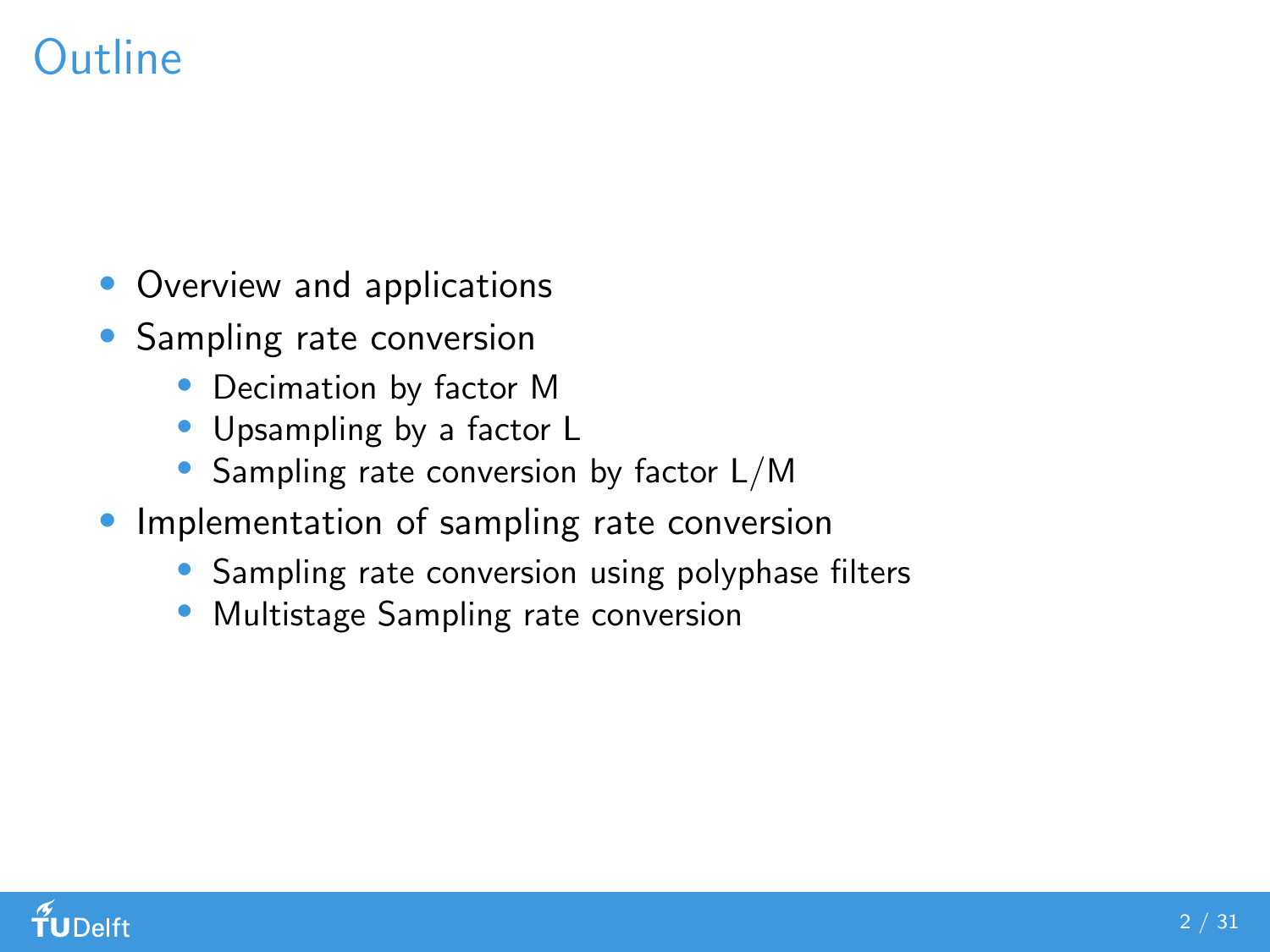# Outline

- Overview and applications
- Sampling rate conversion
  - Decimation by factor M
  - Upsampling by a factor L
  - Sampling rate conversion by factor L/M
- Implementation of sampling rate conversion
  - Sampling rate conversion using polyphase filters
  - Multistage Sampling rate conversion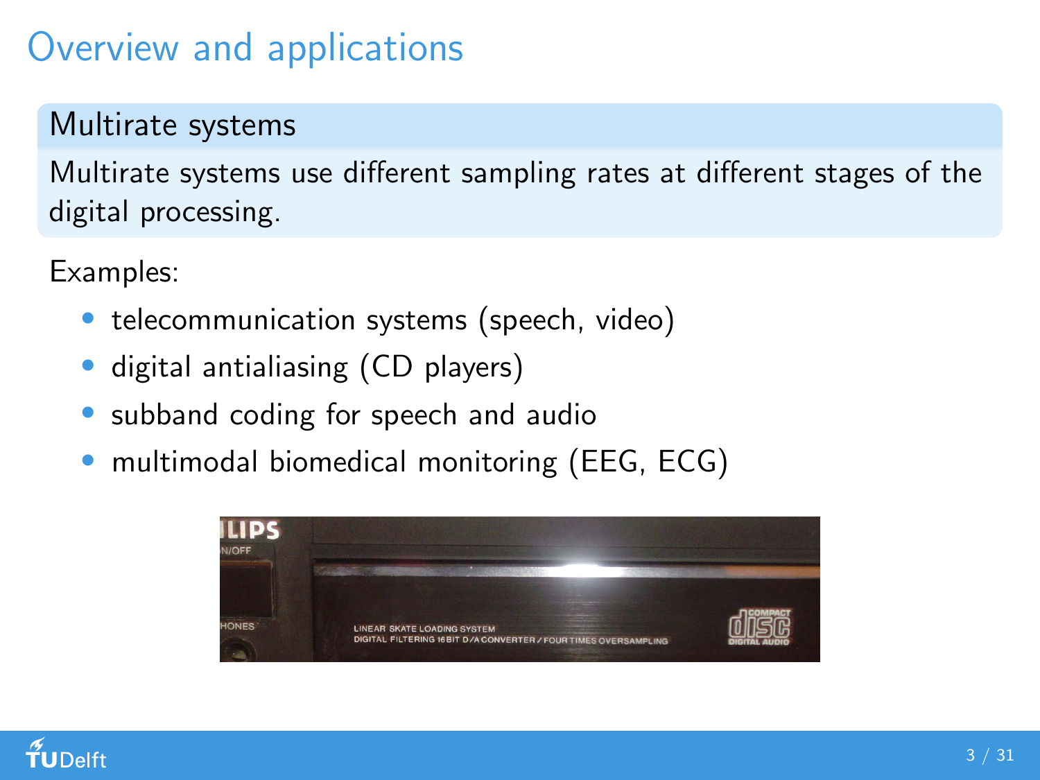# Overview and applications

**Multirate systems**

Multirate systems use different sampling rates at different stages of the digital processing.

Examples:

- telecommunication systems (speech, video)
- digital antialiasing (CD players)
- subband coding for speech and audio
- multimodal biomedical monitoring (EEG, ECG)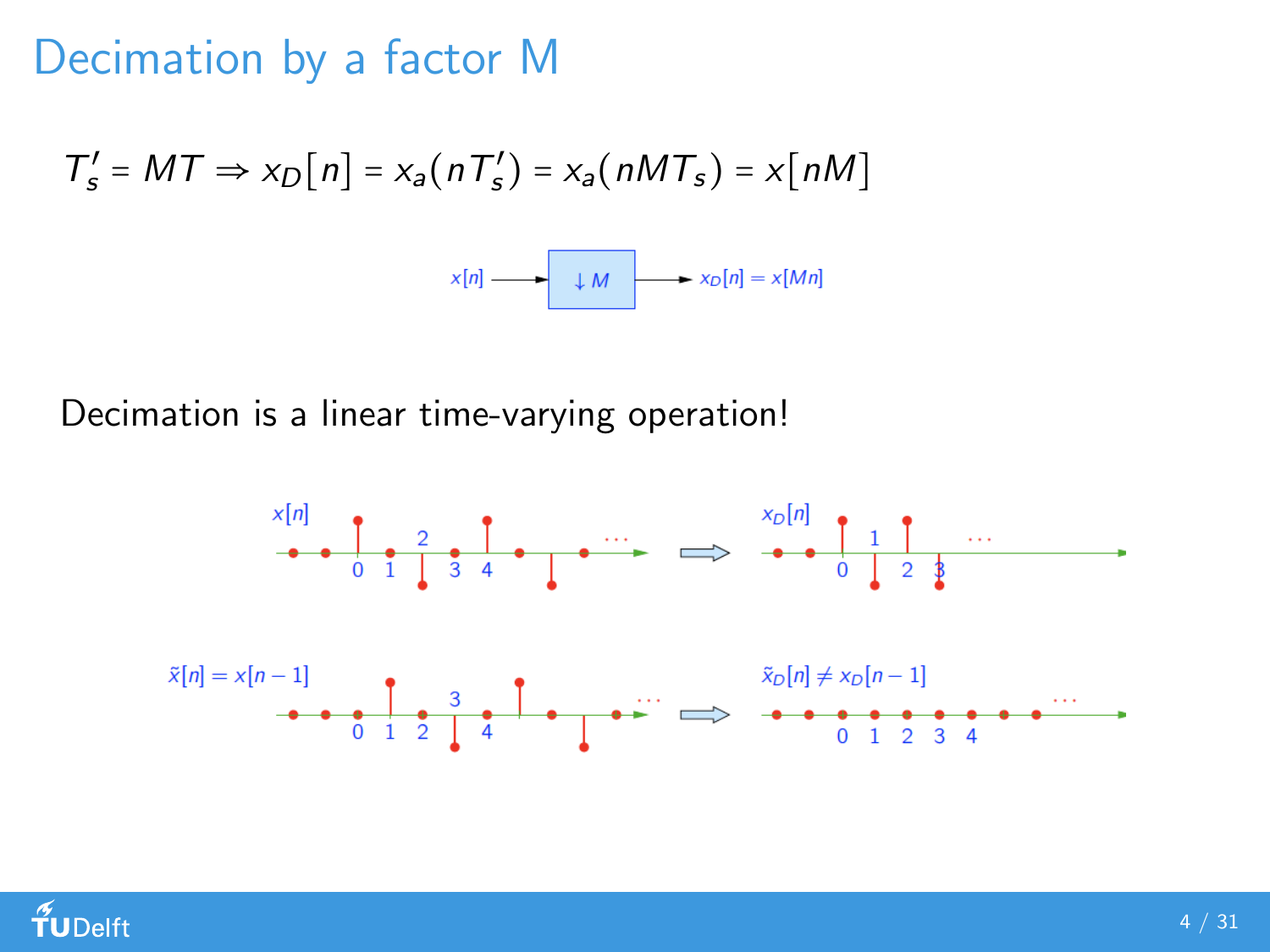# Decimation by a factor M

$$T_s' = MT \Rightarrow x_D[n] = x_a(nT_s') = x_a(nMT_s) = x[nM]$$

$x[n] \rightarrow \boxed{\downarrow M} \rightarrow x_D[n] = x[Mn]$

Decimation is a linear time-varying operation!

$x[n] \Longrightarrow x_D[n]$

$\tilde{x}[n] = x[n-1] \Longrightarrow \tilde{x}_D[n] \neq x_D[n-1]$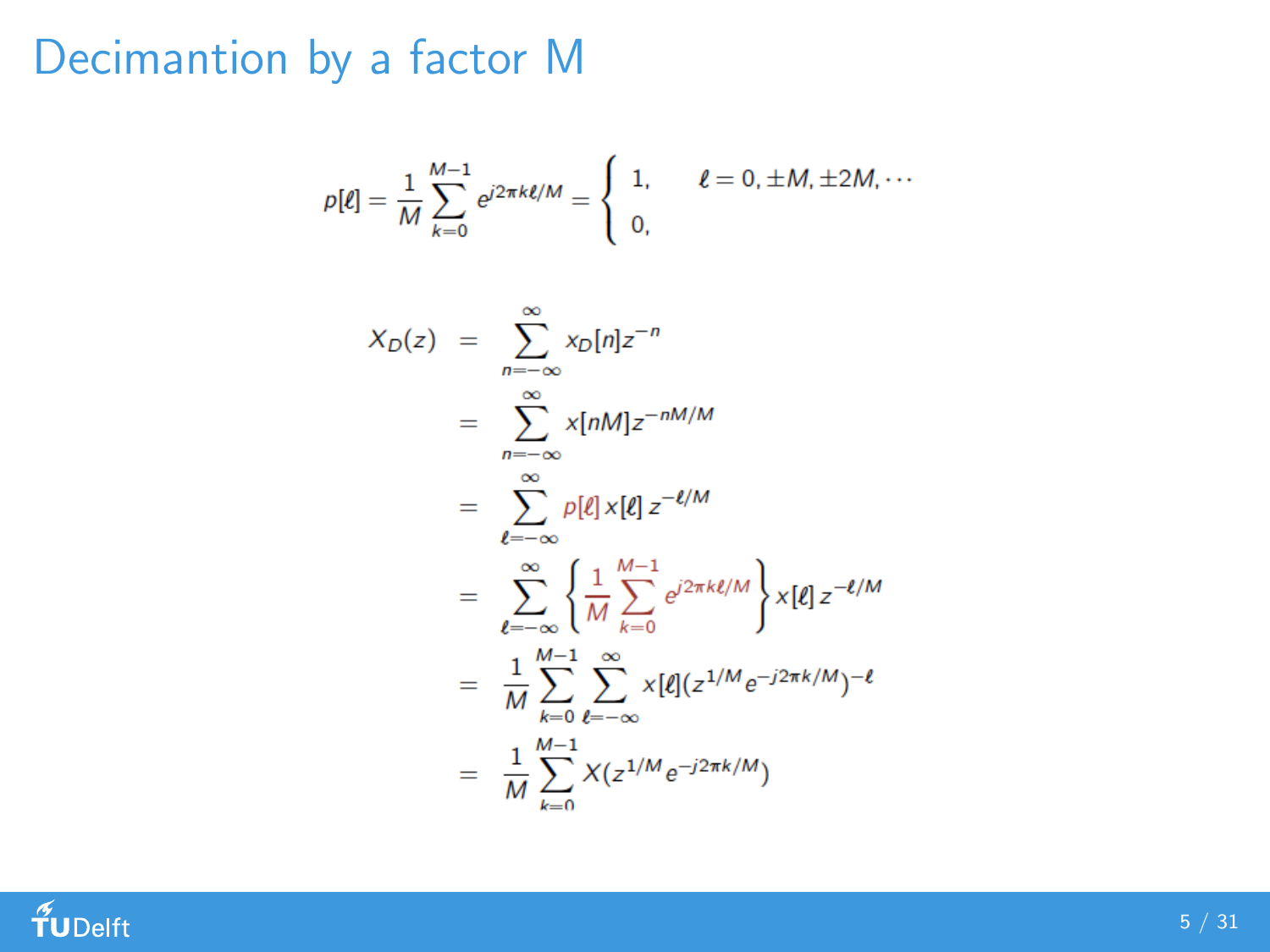# Decimantion by a factor M

$$p[\ell] = \frac{1}{M}\sum_{k=0}^{M-1} e^{j2\pi k\ell/M} = \begin{cases} 1, & \ell = 0, \pm M, \pm 2M, \cdots \\ 0, & \end{cases}$$

$$\begin{aligned}
X_D(z) &= \sum_{n=-\infty}^{\infty} x_D[n] z^{-n} \\
&= \sum_{n=-\infty}^{\infty} x[nM] z^{-nM/M} \\
&= \sum_{\ell=-\infty}^{\infty} p[\ell]\, x[\ell]\, z^{-\ell/M} \\
&= \sum_{\ell=-\infty}^{\infty} \left\{ \frac{1}{M}\sum_{k=0}^{M-1} e^{j2\pi k\ell/M} \right\} x[\ell]\, z^{-\ell/M} \\
&= \frac{1}{M}\sum_{k=0}^{M-1}\sum_{\ell=-\infty}^{\infty} x[\ell] (z^{1/M} e^{-j2\pi k/M})^{-\ell} \\
&= \frac{1}{M}\sum_{k=0}^{M-1} X(z^{1/M} e^{-j2\pi k/M})
\end{aligned}$$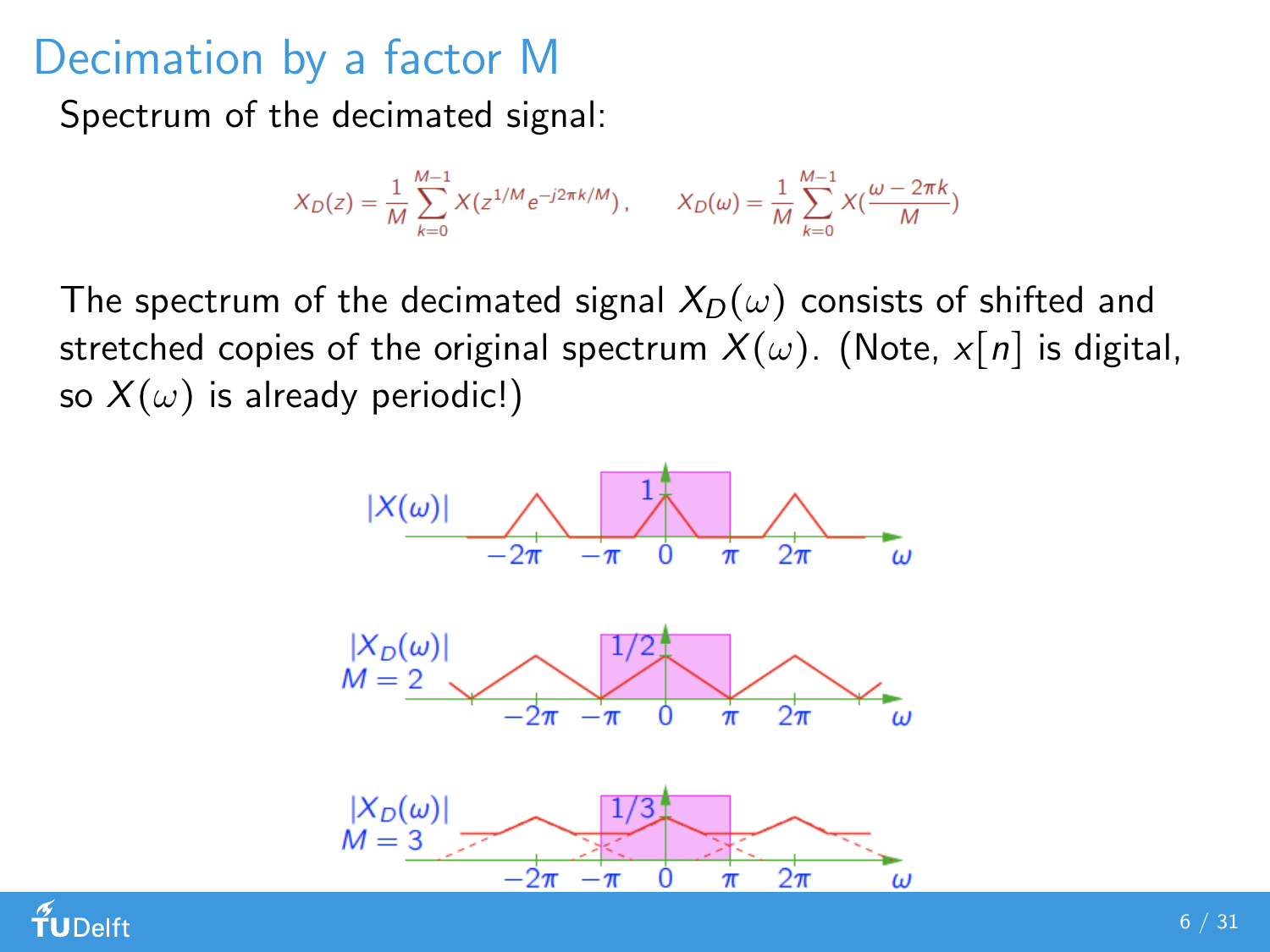# Decimation by a factor M

Spectrum of the decimated signal:

$$X_D(z) = \frac{1}{M} \sum_{k=0}^{M-1} X(z^{1/M} e^{-j2\pi k/M}), \qquad X_D(\omega) = \frac{1}{M} \sum_{k=0}^{M-1} X(\frac{\omega - 2\pi k}{M})$$

The spectrum of the decimated signal $X_D(\omega)$ consists of shifted and stretched copies of the original spectrum $X(\omega)$. (Note, $x[n]$ is digital, so $X(\omega)$ is already periodic!)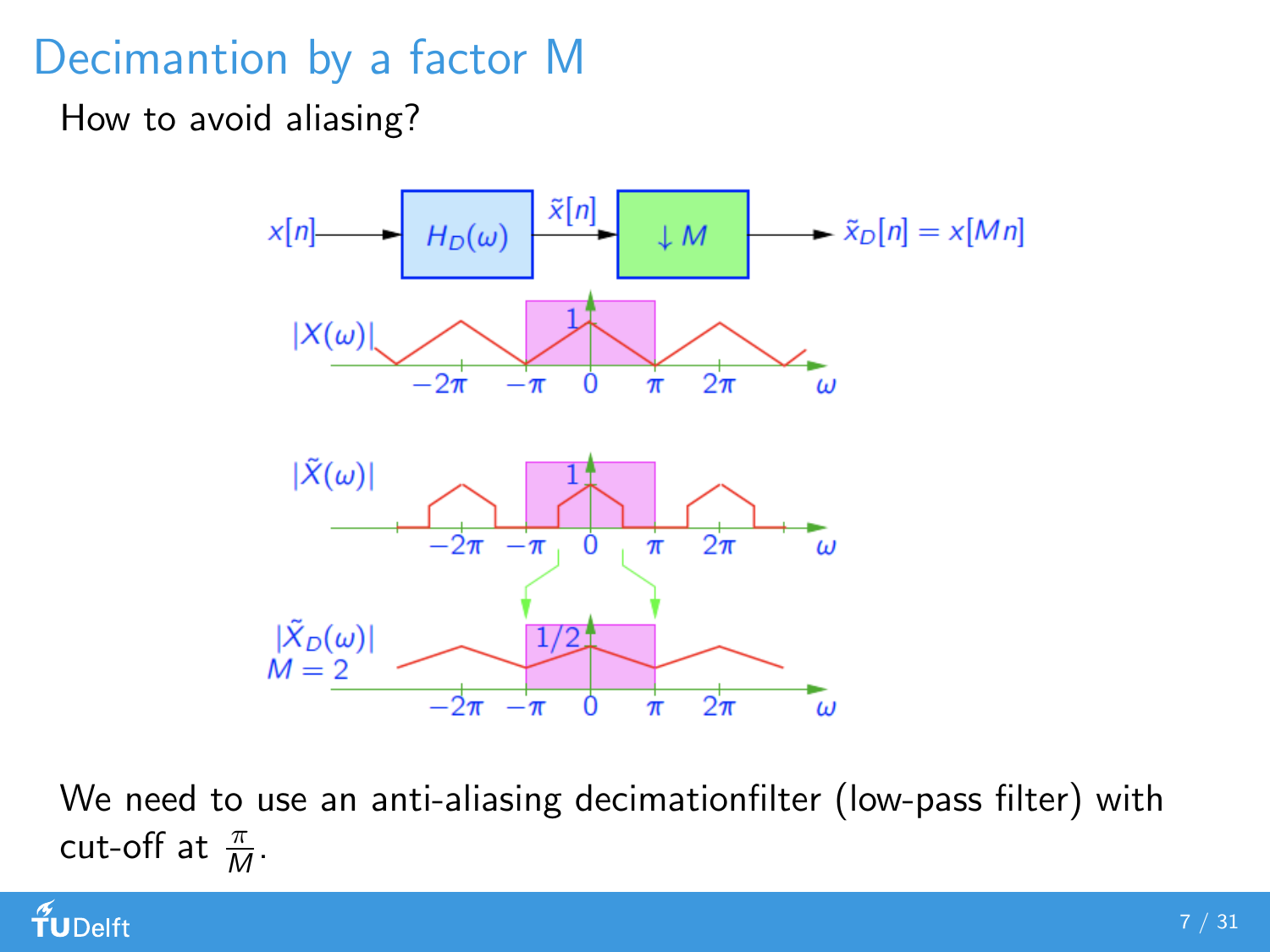# Decimantion by a factor M

How to avoid aliasing?

$x[n] \rightarrow H_D(\omega) \rightarrow \tilde{x}[n] \rightarrow \downarrow M \rightarrow \tilde{x}_D[n] = x[Mn]$

$|X(\omega)|$

$|\tilde{X}(\omega)|$

$|\tilde{X}_D(\omega)|$, $M = 2$

We need to use an anti-aliasing decimationfilter (low-pass filter) with cut-off at $\frac{\pi}{M}$.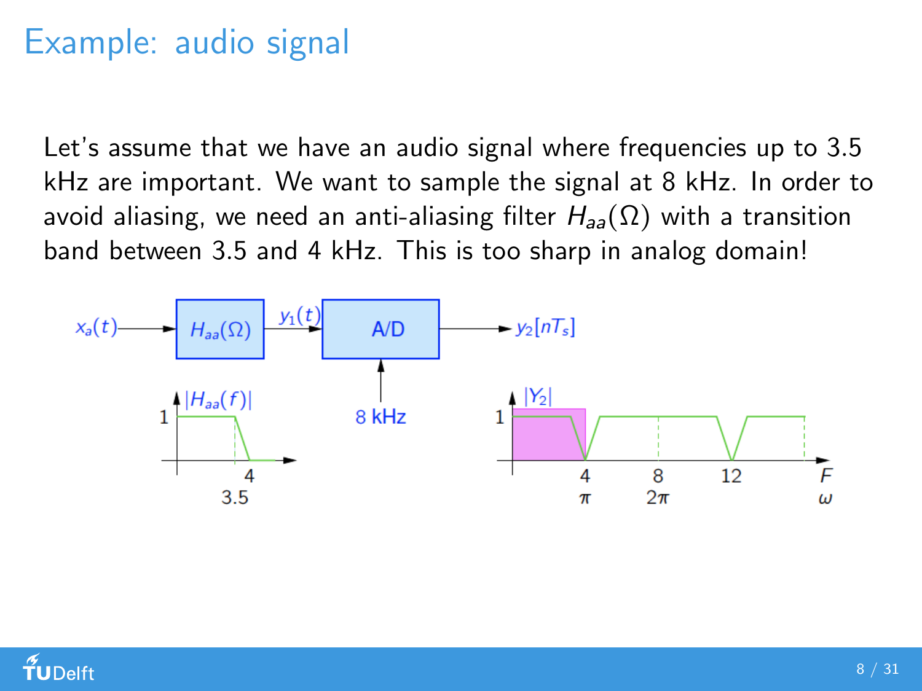# Example: audio signal

Let's assume that we have an audio signal where frequencies up to 3.5 kHz are important. We want to sample the signal at 8 kHz. In order to avoid aliasing, we need an anti-aliasing filter $H_{aa}(\Omega)$ with a transition band between 3.5 and 4 kHz. This is too sharp in analog domain!

$x_a(t)$ → $H_{aa}(\Omega)$ → $y_1(t)$ → A/D (8 kHz) → $y_2[nT_s]$

$|H_{aa}(f)|$: 1, 3.5, 4

$|Y_2|$: 1; F: 4, 8, 12; $\omega$: $\pi$, $2\pi$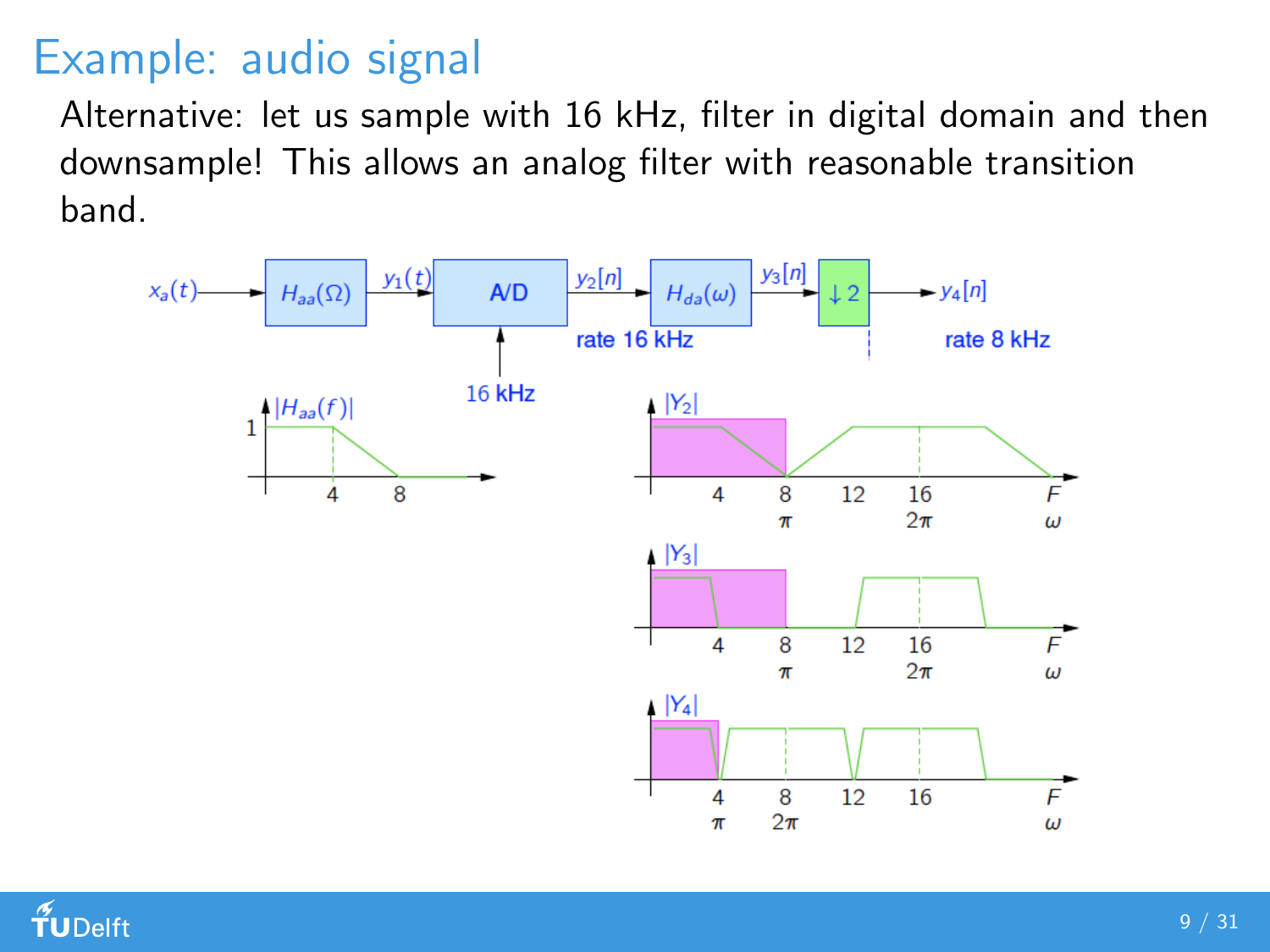# Example: audio signal

Alternative: let us sample with 16 kHz, filter in digital domain and then downsample! This allows an analog filter with reasonable transition band.

$x_a(t)$ → $H_{aa}(\Omega)$ → $y_1(t)$ → A/D (16 kHz) → $y_2[n]$ → $H_{da}(\omega)$ → $y_3[n]$ → $\downarrow 2$ → $y_4[n]$

rate 16 kHz — rate 8 kHz

$|H_{aa}(f)|$: 1; 4, 8

$|Y_2|$: 4, 8 ($\pi$), 12, 16 ($2\pi$), $F$ ($\omega$)

$|Y_3|$: 4, 8 ($\pi$), 12, 16 ($2\pi$), $F$ ($\omega$)

$|Y_4|$: 4 ($\pi$), 8 ($2\pi$), 12, 16, $F$ ($\omega$)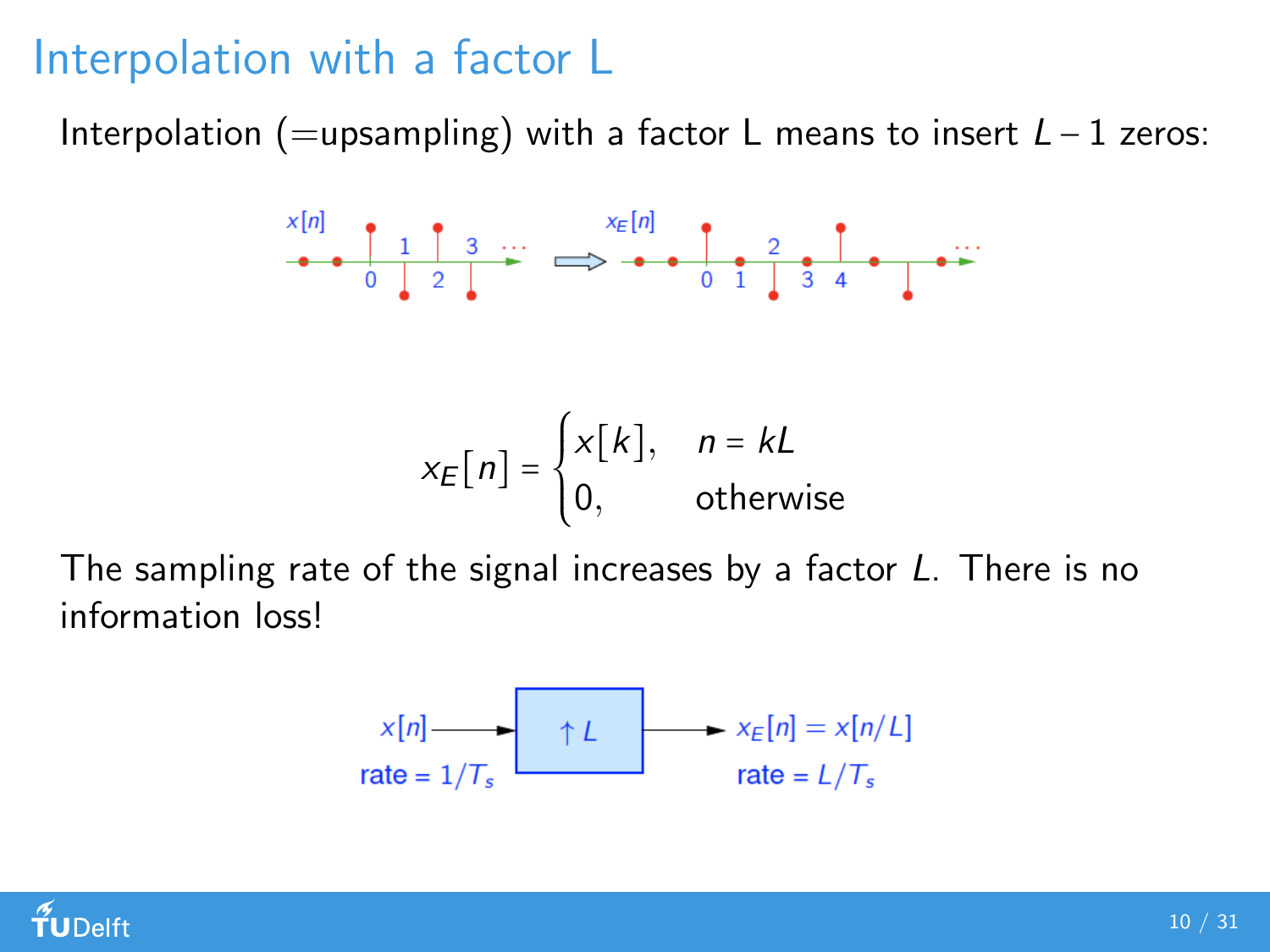# Interpolation with a factor L

Interpolation (=upsampling) with a factor L means to insert $L-1$ zeros:

$$x_E[n] = \begin{cases} x[k], & n = kL \\ 0, & \text{otherwise} \end{cases}$$

The sampling rate of the signal increases by a factor $L$. There is no information loss!

$x[n]$ → $\uparrow L$ → $x_E[n] = x[n/L]$

rate = $1/T_s$ → rate = $L/T_s$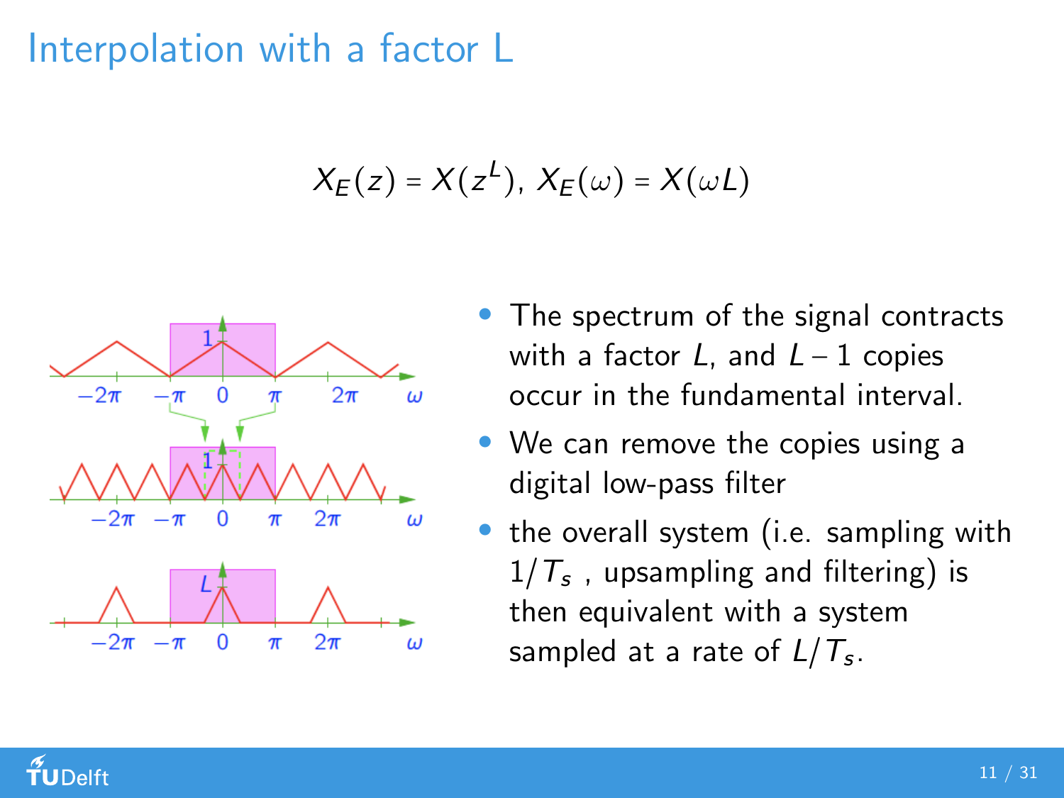# Interpolation with a factor L

$$X_E(z) = X(z^L),\ X_E(\omega) = X(\omega L)$$

- The spectrum of the signal contracts with a factor $L$, and $L - 1$ copies occur in the fundamental interval.
- We can remove the copies using a digital low-pass filter
- the overall system (i.e. sampling with $1/T_s$ , upsampling and filtering) is then equivalent with a system sampled at a rate of $L/T_s$.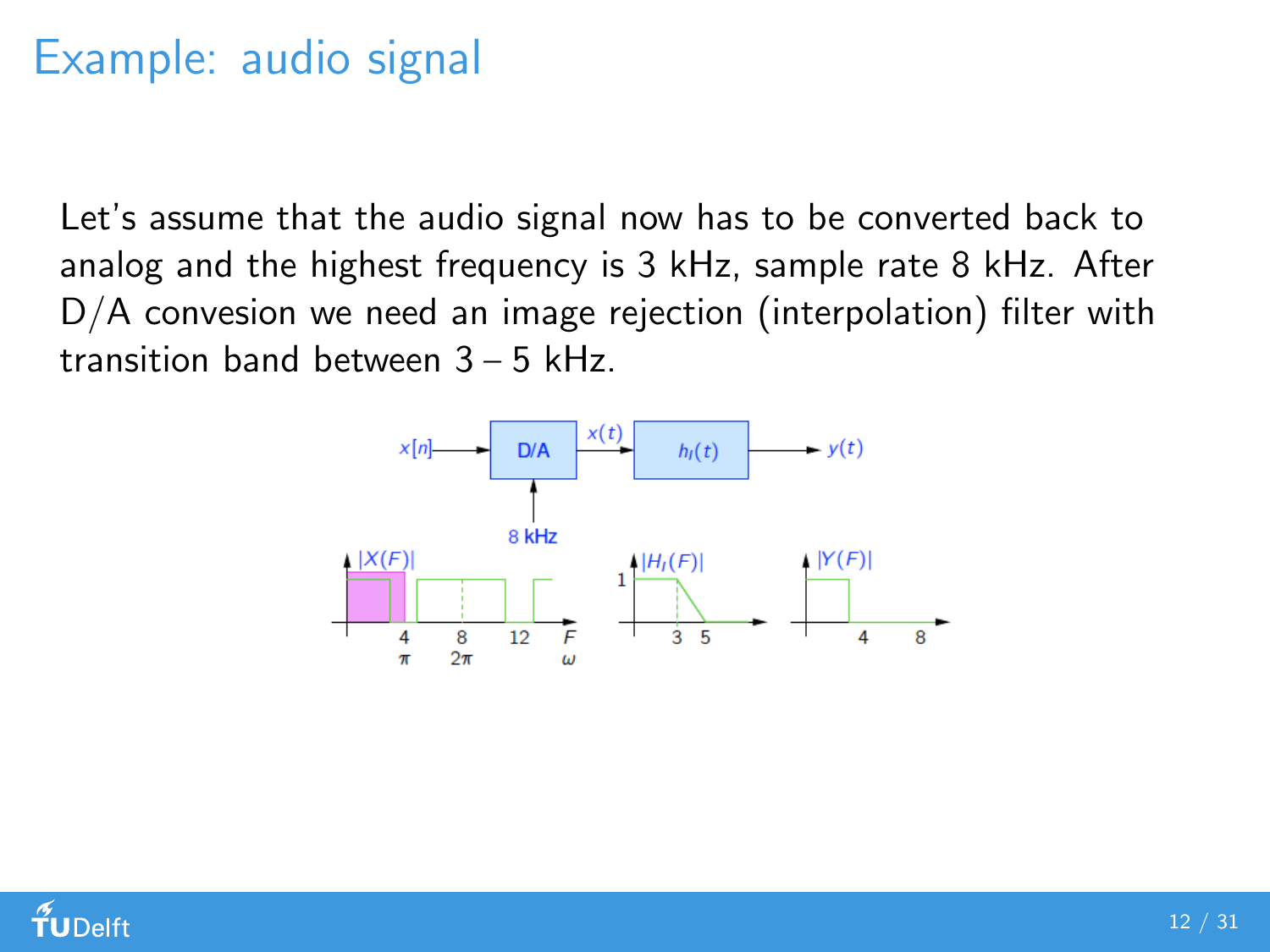# Example: audio signal

Let's assume that the audio signal now has to be converted back to analog and the highest frequency is 3 kHz, sample rate 8 kHz. After D/A convesion we need an image rejection (interpolation) filter with transition band between 3 – 5 kHz.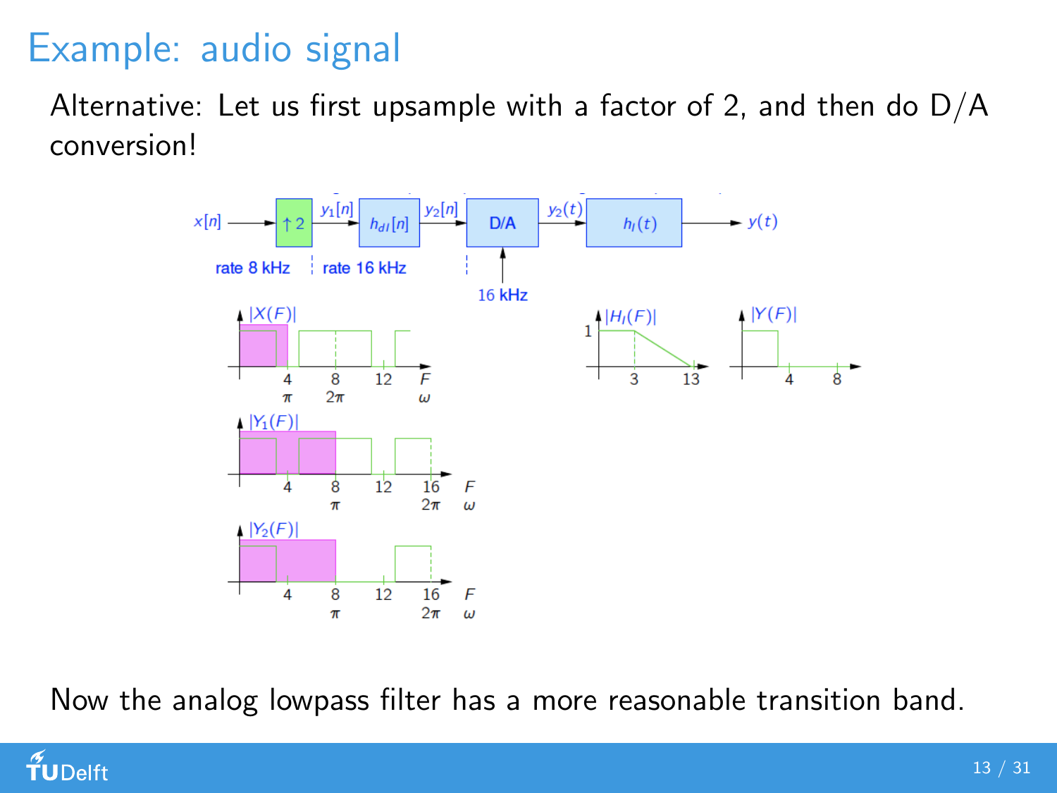# Example: audio signal

Alternative: Let us first upsample with a factor of 2, and then do D/A conversion!

Now the analog lowpass filter has a more reasonable transition band.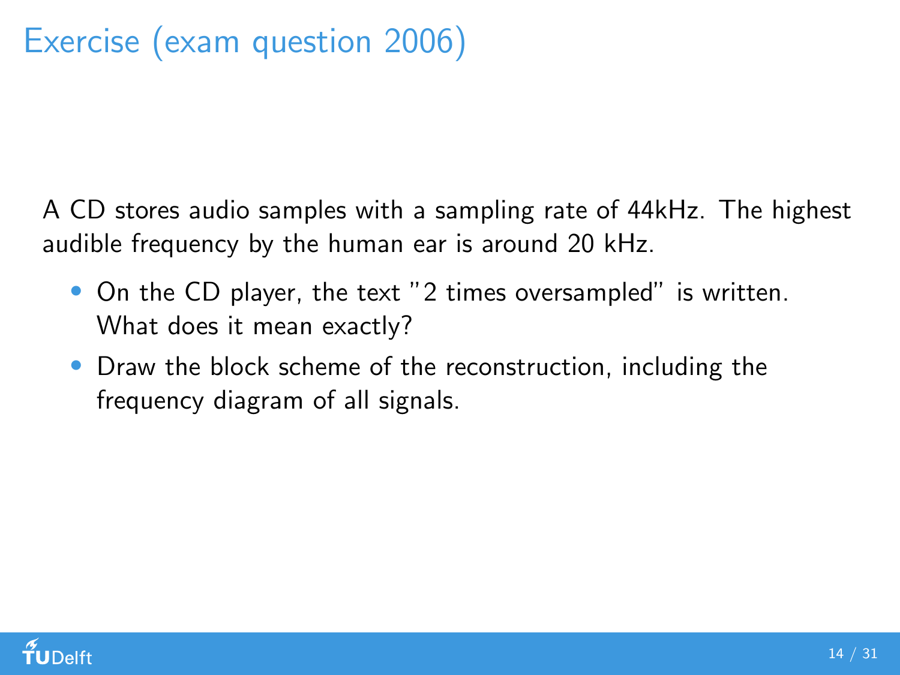# Exercise (exam question 2006)

A CD stores audio samples with a sampling rate of 44kHz. The highest audible frequency by the human ear is around 20 kHz.

- On the CD player, the text "2 times oversampled" is written. What does it mean exactly?
- Draw the block scheme of the reconstruction, including the frequency diagram of all signals.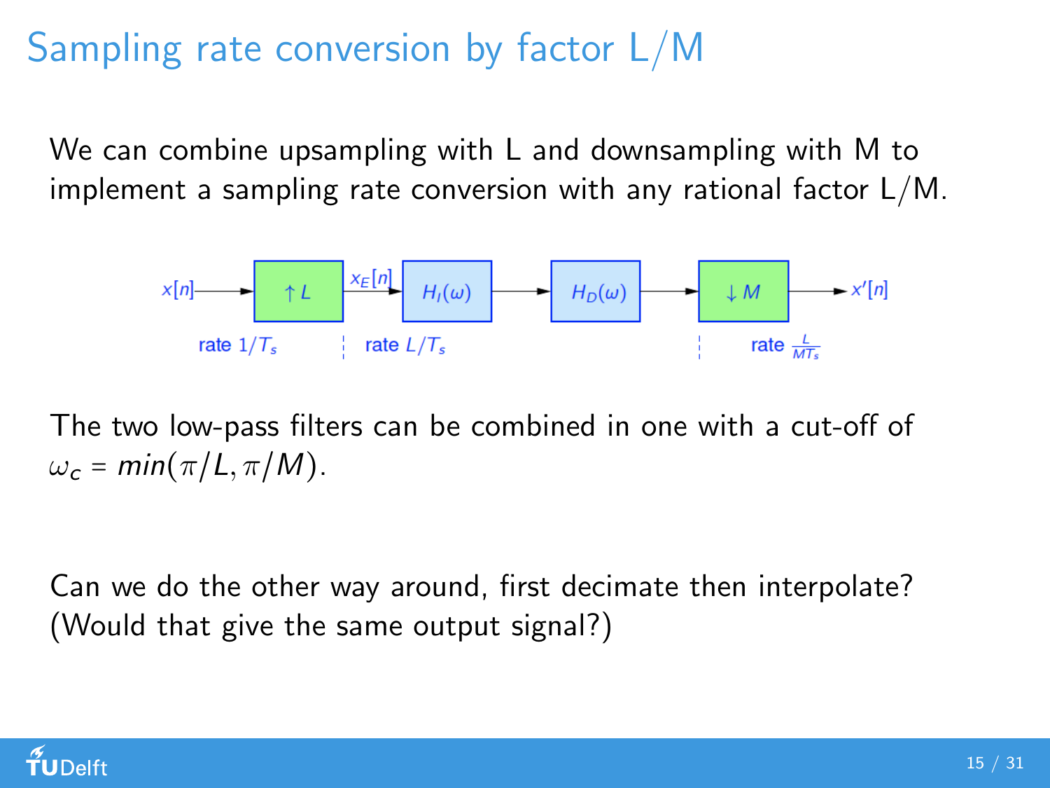# Sampling rate conversion by factor L/M

We can combine upsampling with L and downsampling with M to implement a sampling rate conversion with any rational factor L/M.

$x[n]$ → $\uparrow L$ → $x_E[n]$ → $H_I(\omega)$ → $H_D(\omega)$ → $\downarrow M$ → $x'[n]$

rate $1/T_s$ | rate $L/T_s$ | rate $\frac{L}{MT_s}$

The two low-pass filters can be combined in one with a cut-off of $\omega_c = min(\pi/L, \pi/M)$.

Can we do the other way around, first decimate then interpolate? (Would that give the same output signal?)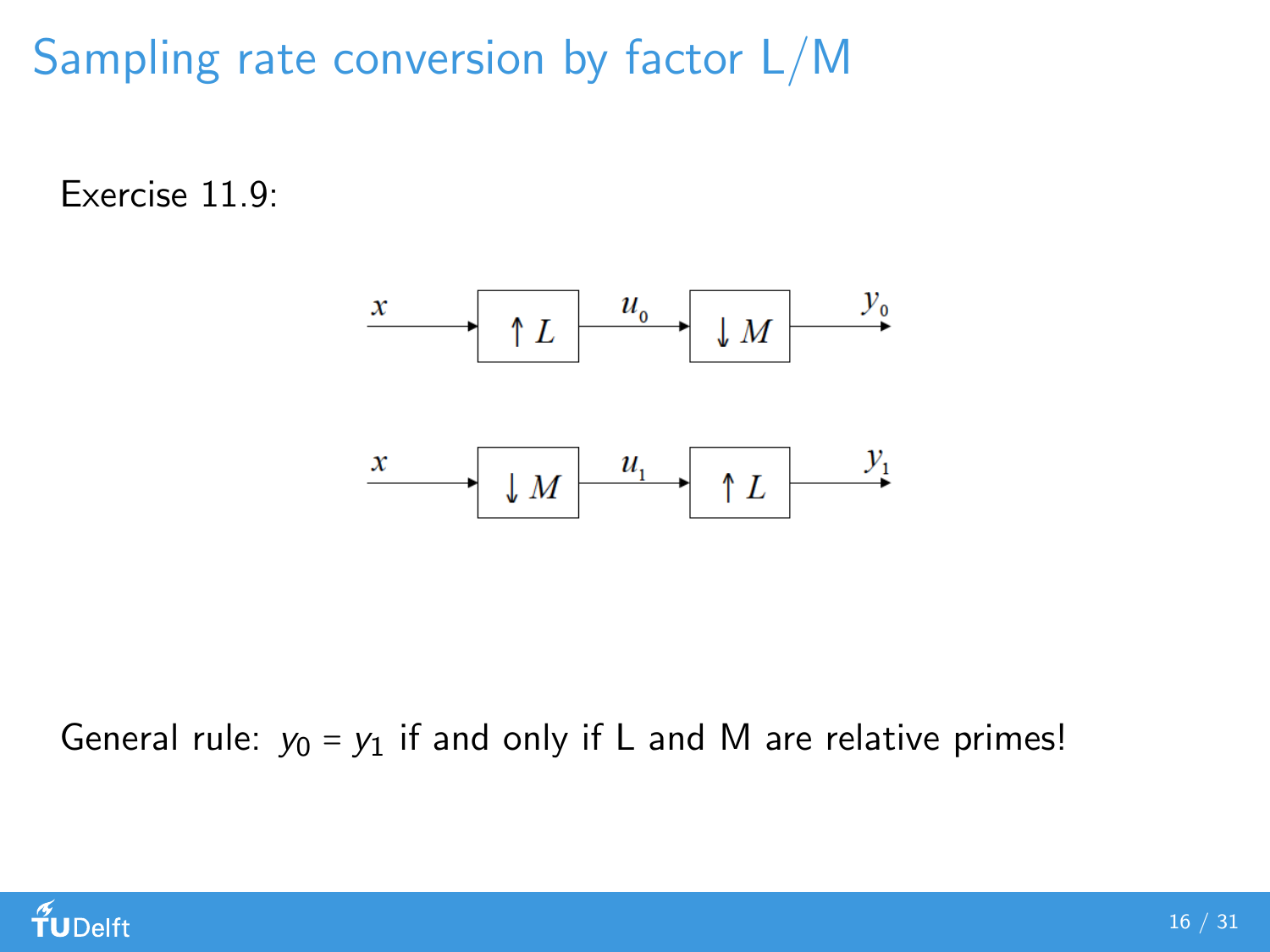# Sampling rate conversion by factor L/M

Exercise 11.9:

$x \rightarrow \boxed{\uparrow L} \xrightarrow{u_0} \boxed{\downarrow M} \rightarrow y_0$

$x \rightarrow \boxed{\downarrow M} \xrightarrow{u_1} \boxed{\uparrow L} \rightarrow y_1$

General rule: $y_0 = y_1$ if and only if L and M are relative primes!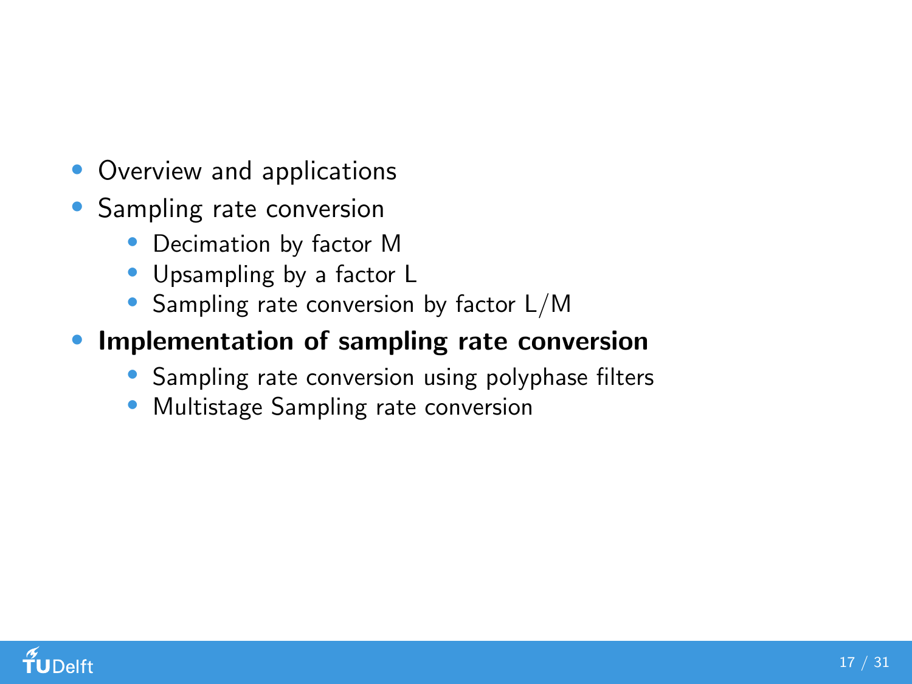- Overview and applications
- Sampling rate conversion
  - Decimation by factor M
  - Upsampling by a factor L
  - Sampling rate conversion by factor L/M
- **Implementation of sampling rate conversion**
  - Sampling rate conversion using polyphase filters
  - Multistage Sampling rate conversion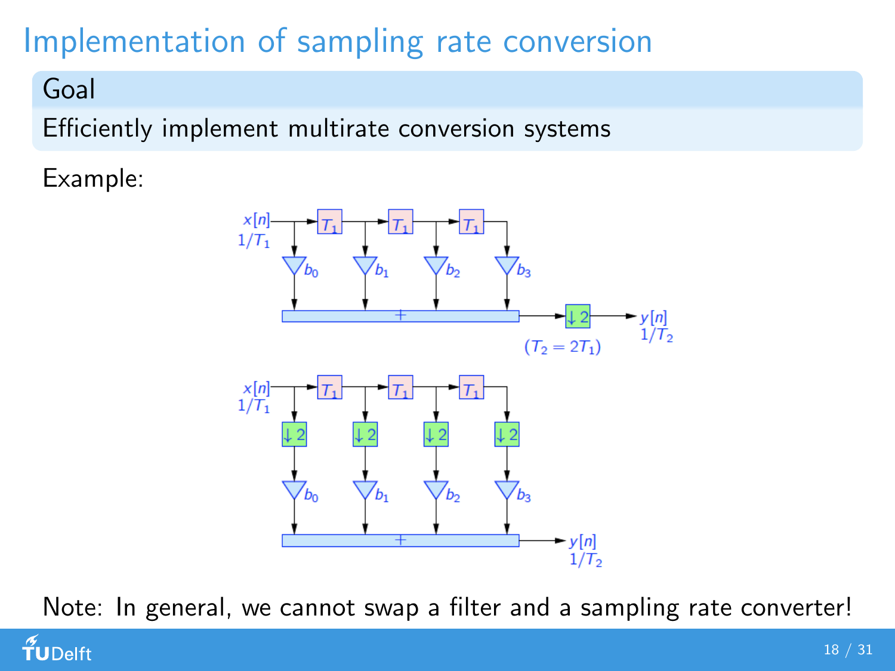# Implementation of sampling rate conversion

**Goal**

Efficiently implement multirate conversion systems

Example:

Note: In general, we cannot swap a filter and a sampling rate converter!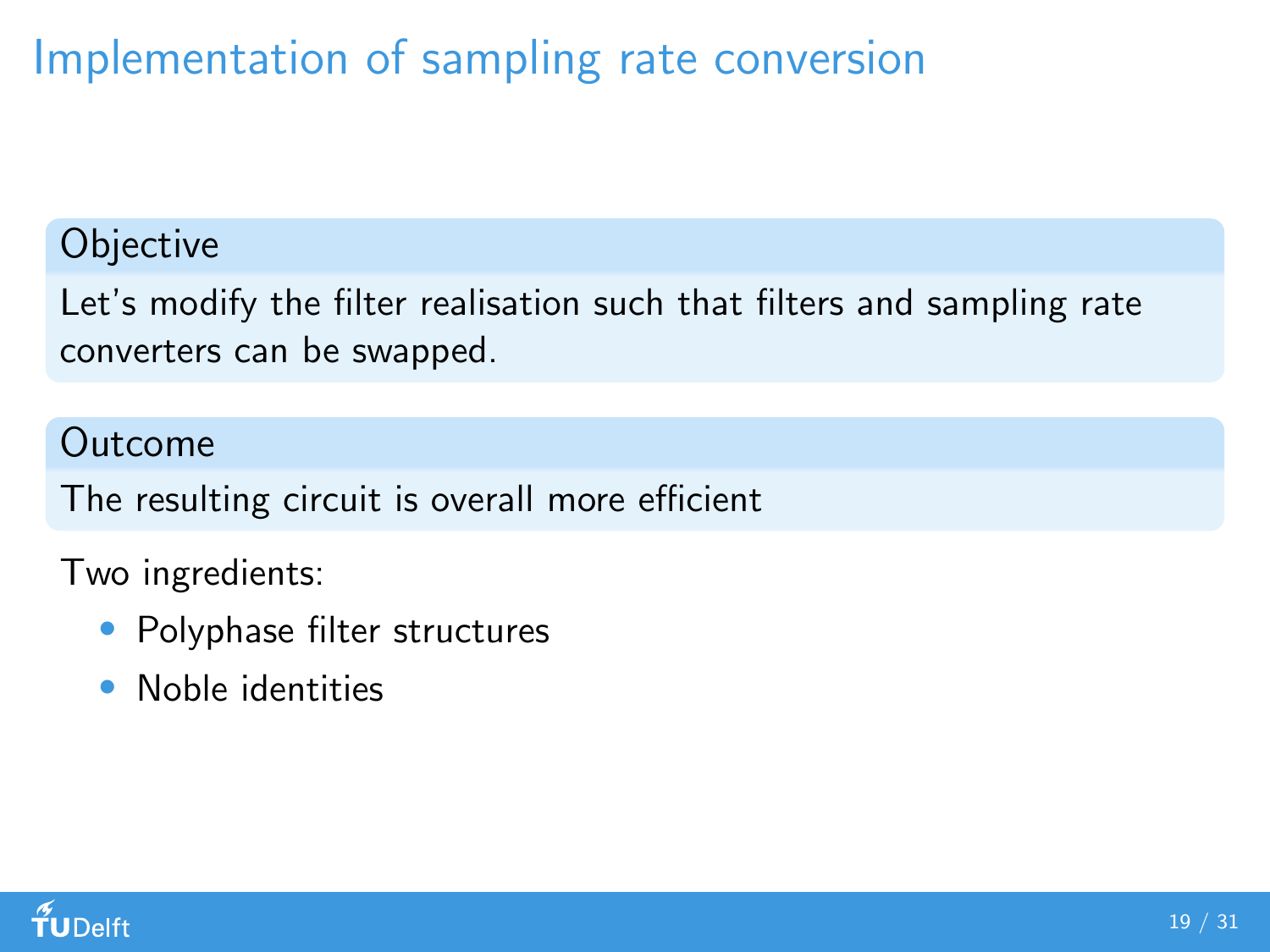# Implementation of sampling rate conversion

### Objective

Let's modify the filter realisation such that filters and sampling rate converters can be swapped.

### Outcome

The resulting circuit is overall more efficient

Two ingredients:

- Polyphase filter structures
- Noble identities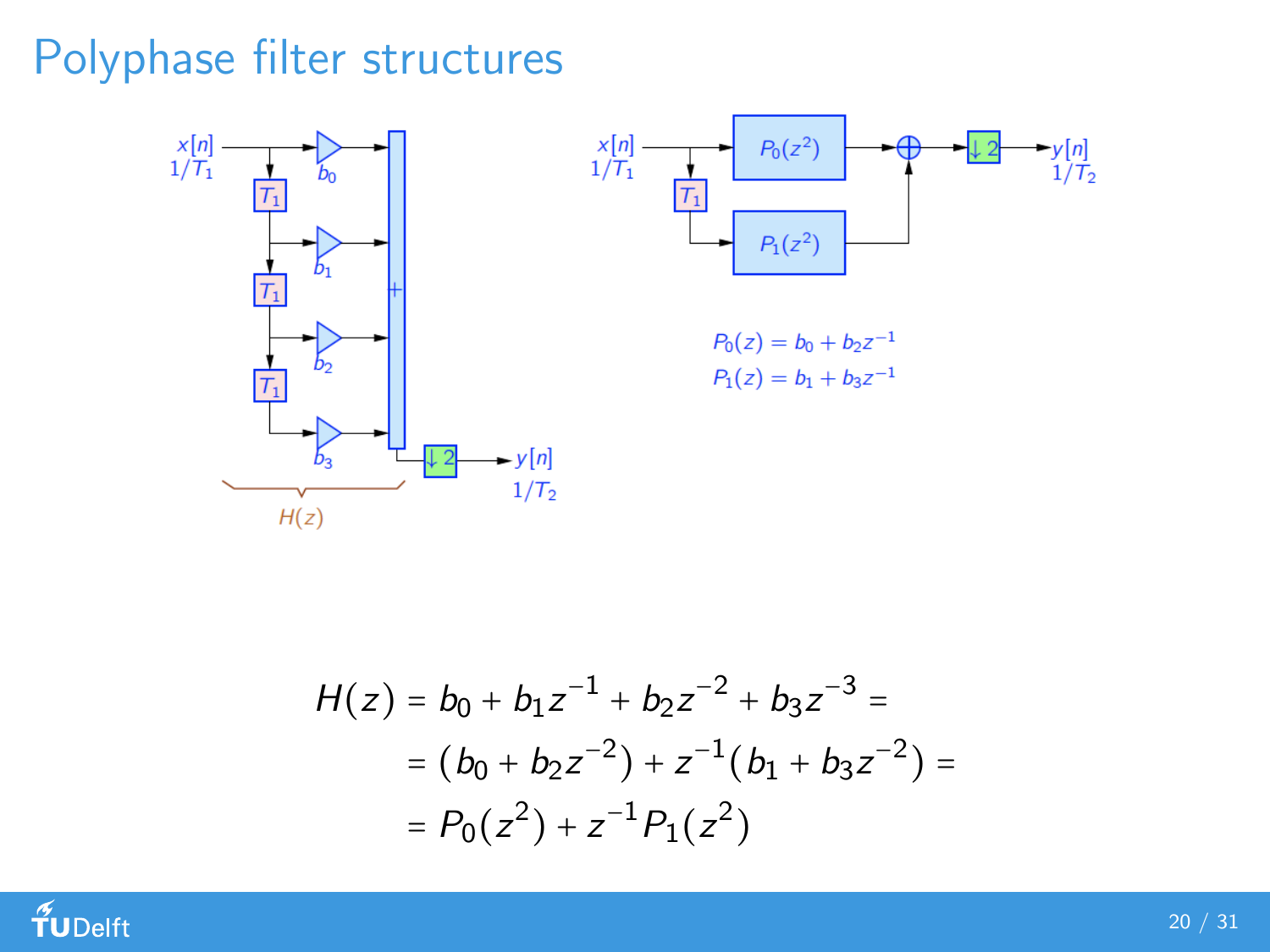# Polyphase filter structures

$$P_0(z) = b_0 + b_2 z^{-1}$$
$$P_1(z) = b_1 + b_3 z^{-1}$$

$$
\begin{aligned}
H(z) &= b_0 + b_1 z^{-1} + b_2 z^{-2} + b_3 z^{-3} = \\
&= (b_0 + b_2 z^{-2}) + z^{-1}(b_1 + b_3 z^{-2}) = \\
&= P_0(z^2) + z^{-1} P_1(z^2)
\end{aligned}
$$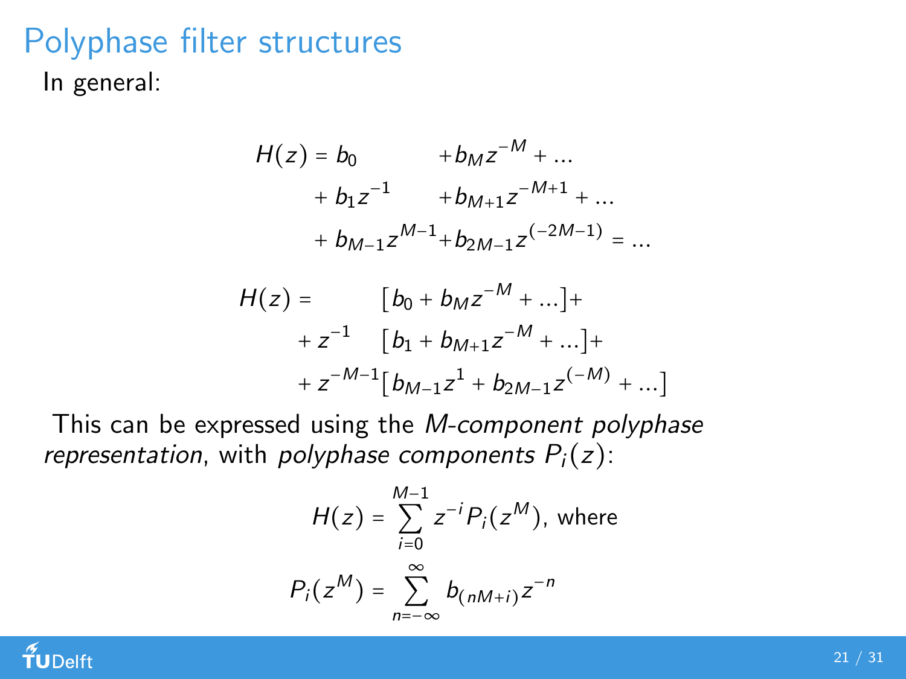# Polyphase filter structures

In general:

$$
\begin{aligned}
H(z) = b_0 \quad & + b_M z^{-M} + \ldots \\
+ b_1 z^{-1} \quad & + b_{M+1} z^{-M+1} + \ldots \\
+ b_{M-1} z^{M-1} & + b_{2M-1} z^{(-2M-1)} = \ldots
\end{aligned}
$$

$$
\begin{aligned}
H(z) = \quad & \left[ b_0 + b_M z^{-M} + \ldots \right] + \\
+ z^{-1} \quad & \left[ b_1 + b_{M+1} z^{-M} + \ldots \right] + \\
+ z^{-M-1} & \left[ b_{M-1} z^{1} + b_{2M-1} z^{(-M)} + \ldots \right]
\end{aligned}
$$

This can be expressed using the *M-component polyphase representation*, with *polyphase components* $P_i(z)$:

$$
H(z) = \sum_{i=0}^{M-1} z^{-i} P_i(z^M), \text{ where}
$$

$$
P_i(z^M) = \sum_{n=-\infty}^{\infty} b_{(nM+i)} z^{-n}
$$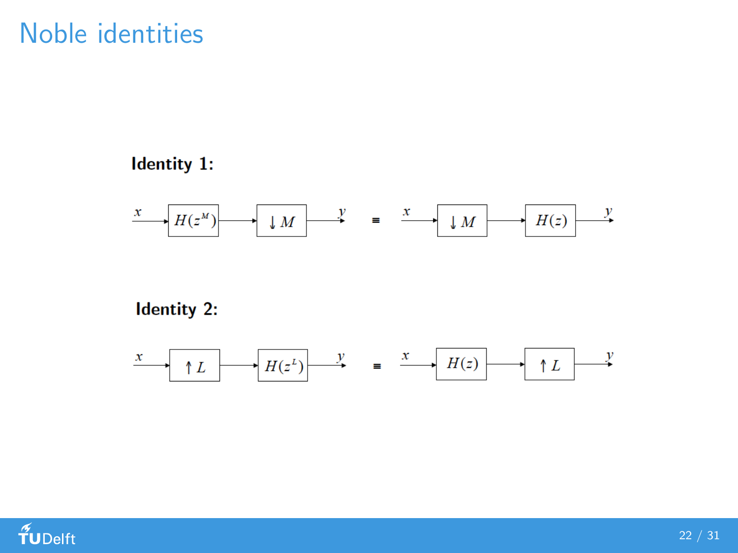# Noble identities

**Identity 1:**

$$x \rightarrow \boxed{H(z^M)} \rightarrow \boxed{\downarrow M} \rightarrow y \quad \equiv \quad x \rightarrow \boxed{\downarrow M} \rightarrow \boxed{H(z)} \rightarrow y$$

**Identity 2:**

$$x \rightarrow \boxed{\uparrow L} \rightarrow \boxed{H(z^L)} \rightarrow y \quad \equiv \quad x \rightarrow \boxed{H(z)} \rightarrow \boxed{\uparrow L} \rightarrow y$$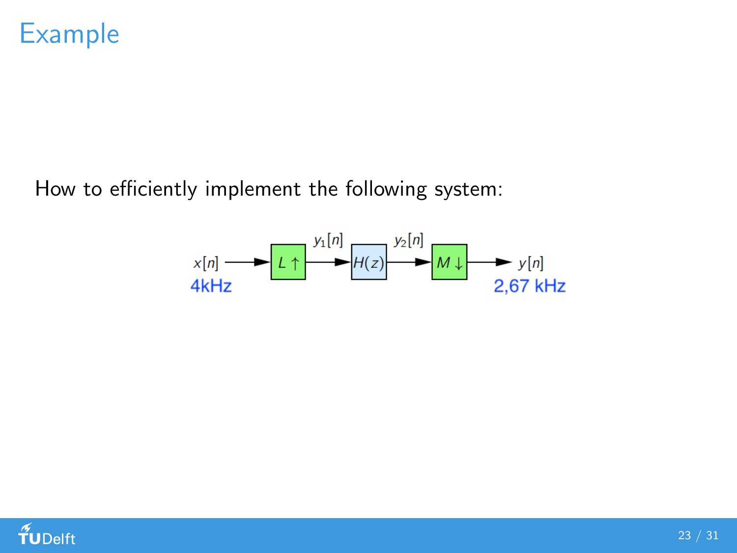# Example

How to efficiently implement the following system:

$x[n]$ → $L\uparrow$ → $y_1[n]$ → $H(z)$ → $y_2[n]$ → $M\downarrow$ → $y[n]$

4kHz — 2,67 kHz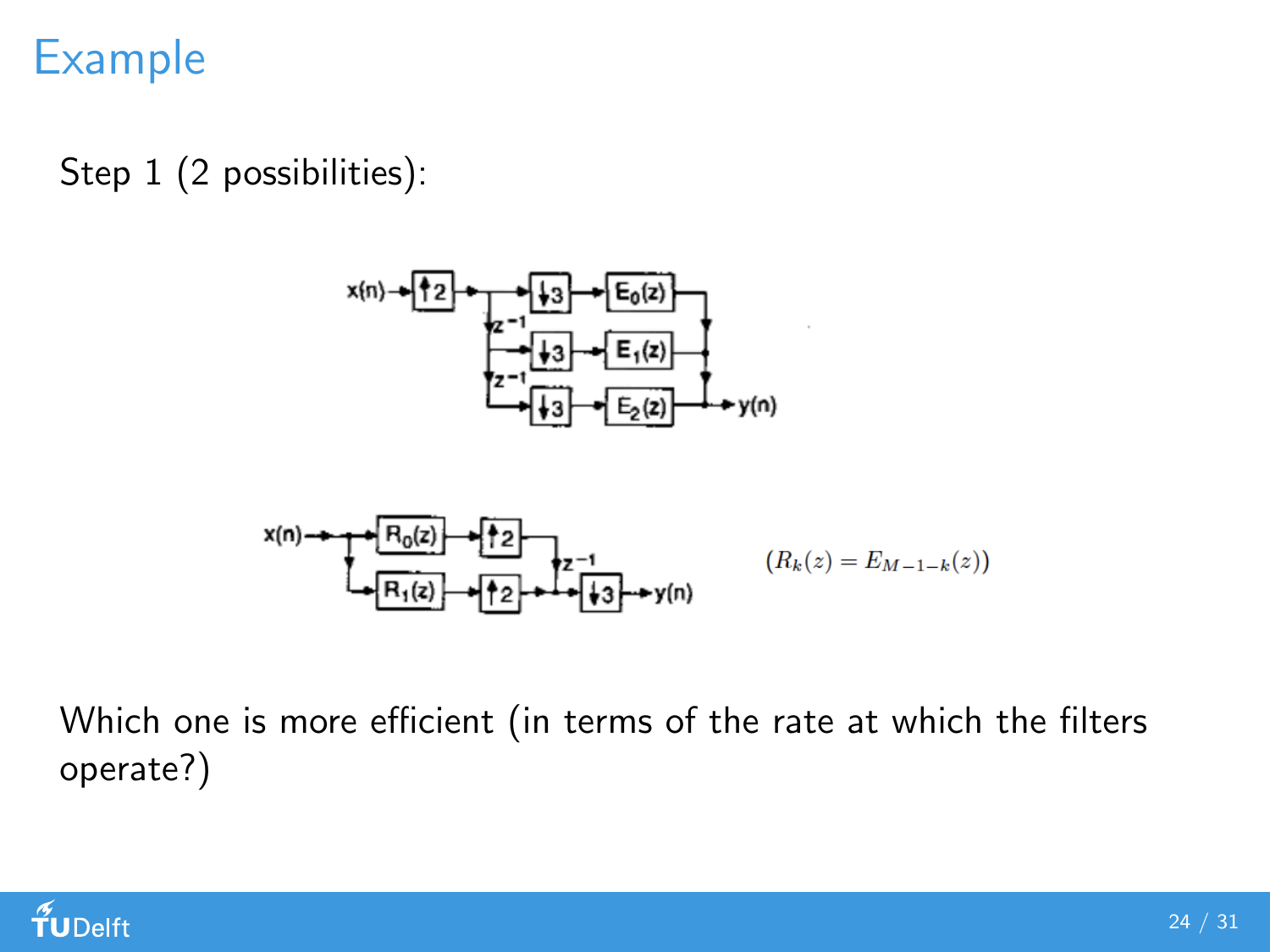# Example

Step 1 (2 possibilities):

$(R_k(z) = E_{M-1-k}(z))$

Which one is more efficient (in terms of the rate at which the filters operate?)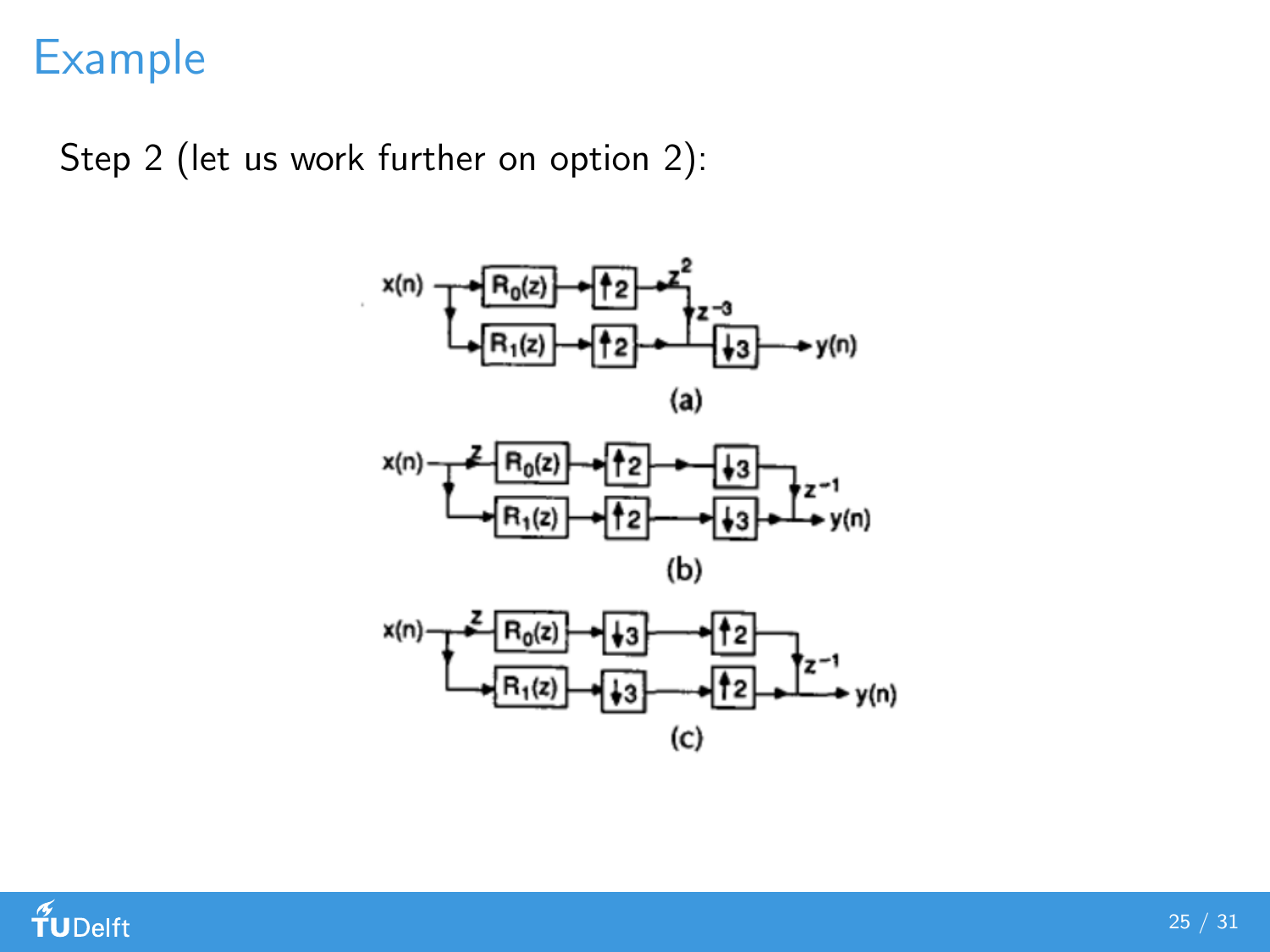# Example

Step 2 (let us work further on option 2):

(a)

(b)

(c)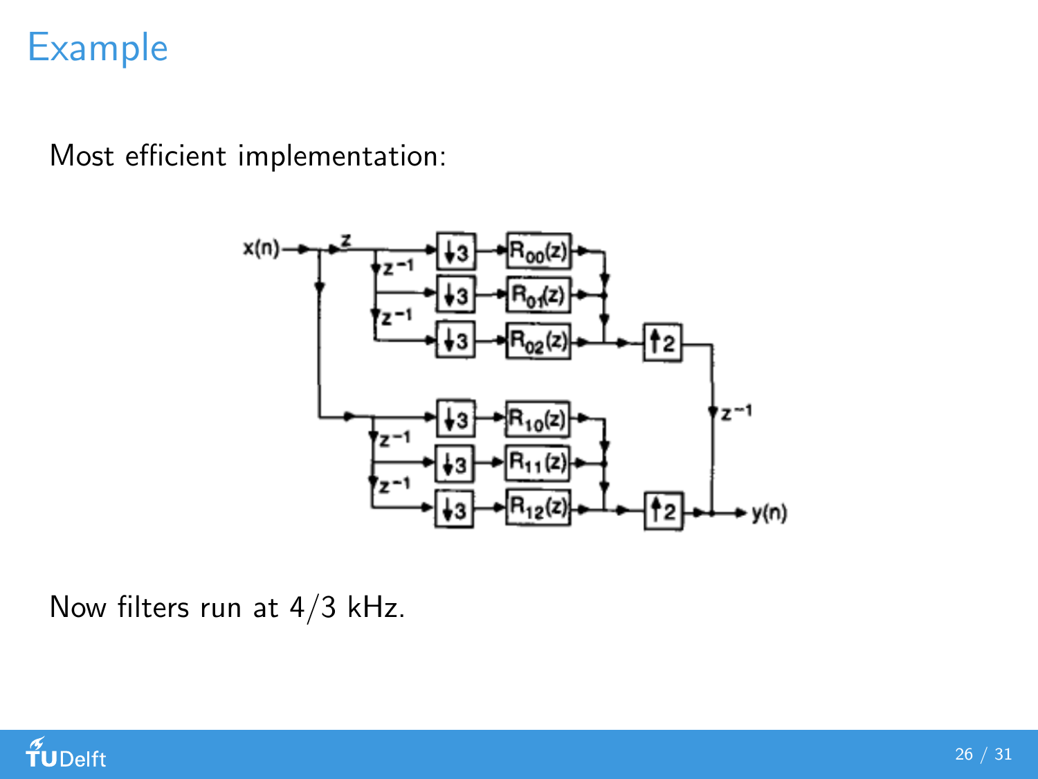# Example

Most efficient implementation:

Now filters run at $4/3$ kHz.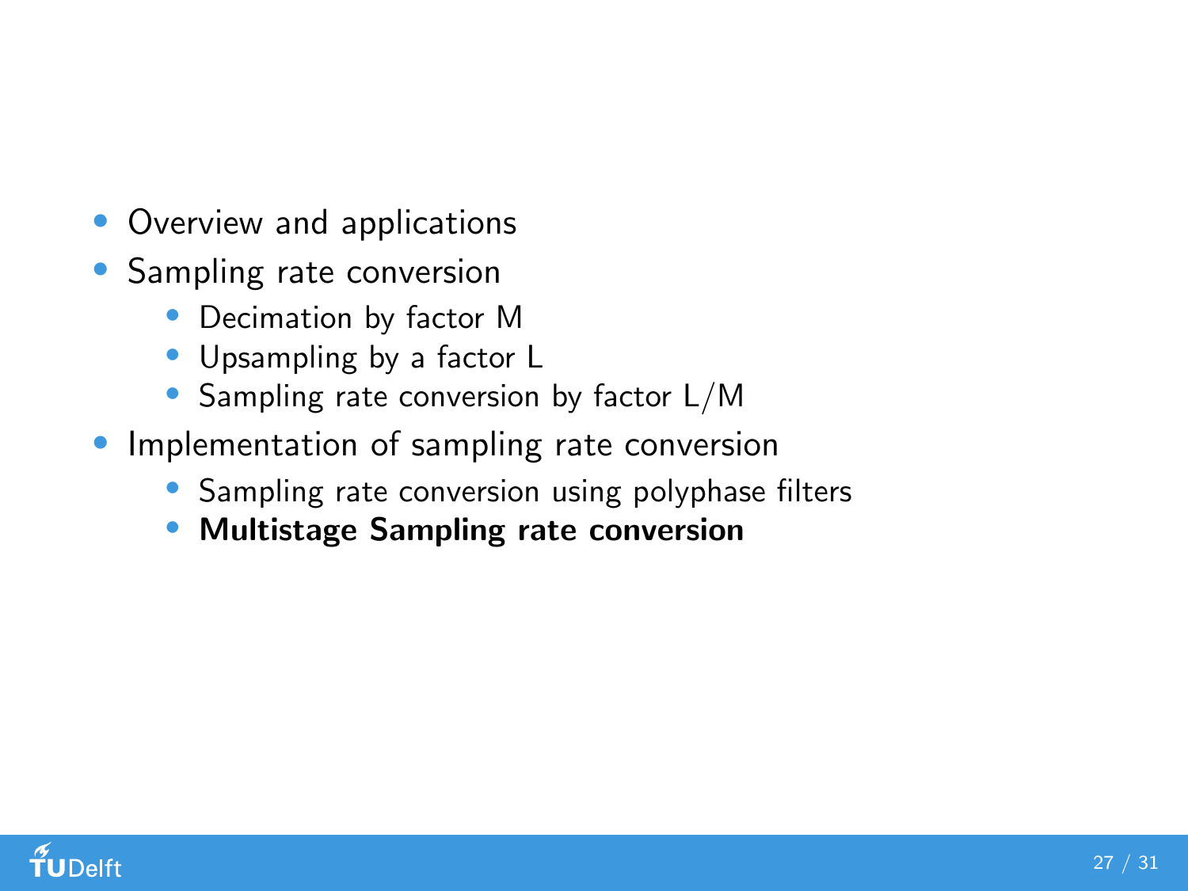- Overview and applications
- Sampling rate conversion
  - Decimation by factor M
  - Upsampling by a factor L
  - Sampling rate conversion by factor L/M
- Implementation of sampling rate conversion
  - Sampling rate conversion using polyphase filters
  - **Multistage Sampling rate conversion**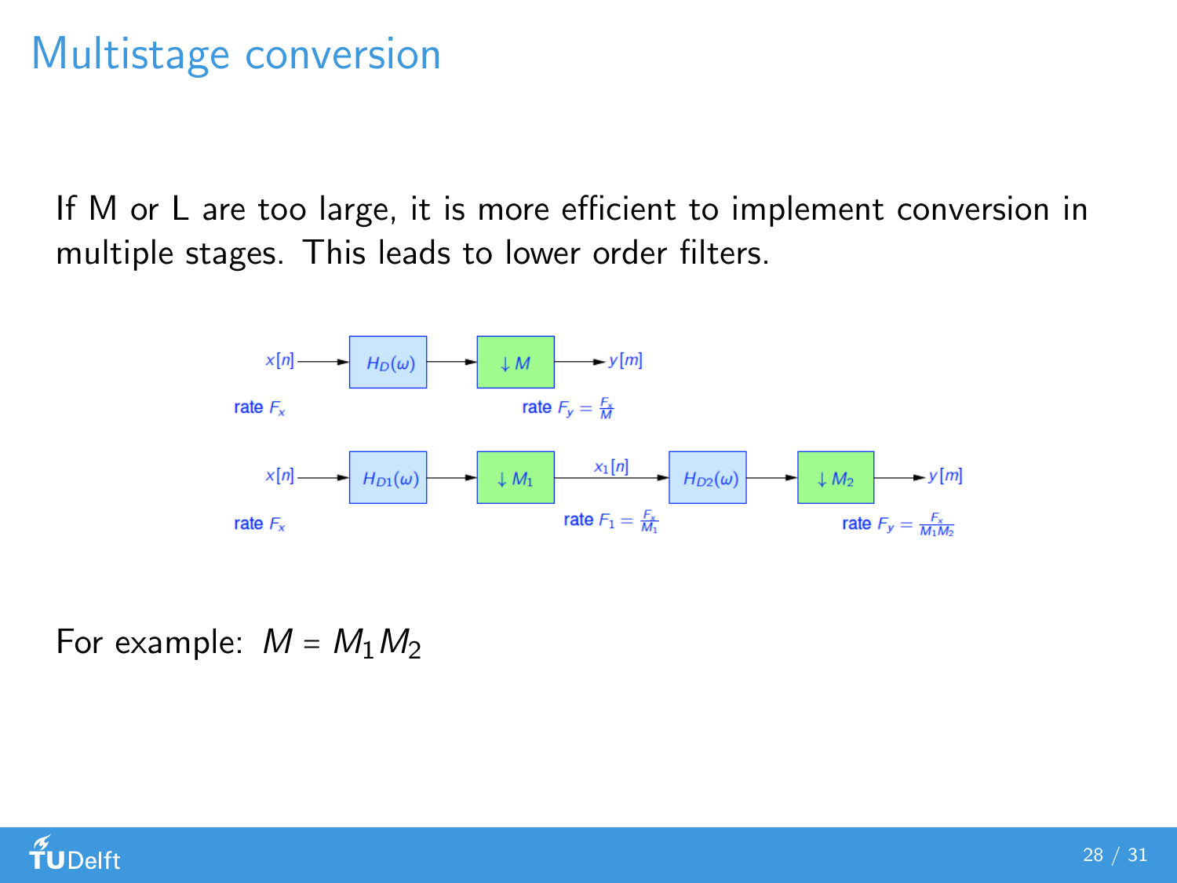# Multistage conversion

If M or L are too large, it is more efficient to implement conversion in multiple stages. This leads to lower order filters.

For example: $M = M_1 M_2$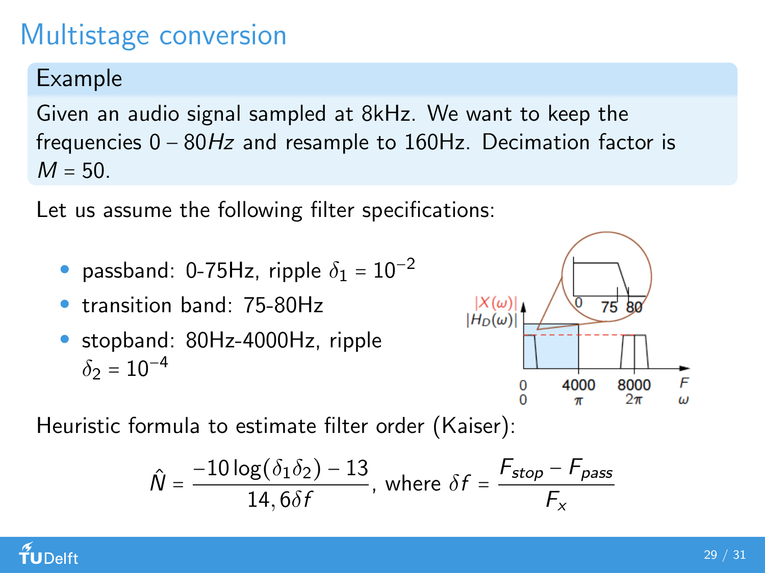# Multistage conversion

**Example**

Given an audio signal sampled at 8kHz. We want to keep the frequencies 0 – 80$Hz$ and resample to 160Hz. Decimation factor is $M = 50$.

Let us assume the following filter specifications:

- passband: 0-75Hz, ripple $\delta_1 = 10^{-2}$
- transition band: 75-80Hz
- stopband: 80Hz-4000Hz, ripple $\delta_2 = 10^{-4}$

Heuristic formula to estimate filter order (Kaiser):

$$\hat{N} = \frac{-10\log(\delta_1\delta_2) - 13}{14,6\delta f}, \text{ where } \delta f = \frac{F_{stop} - F_{pass}}{F_x}$$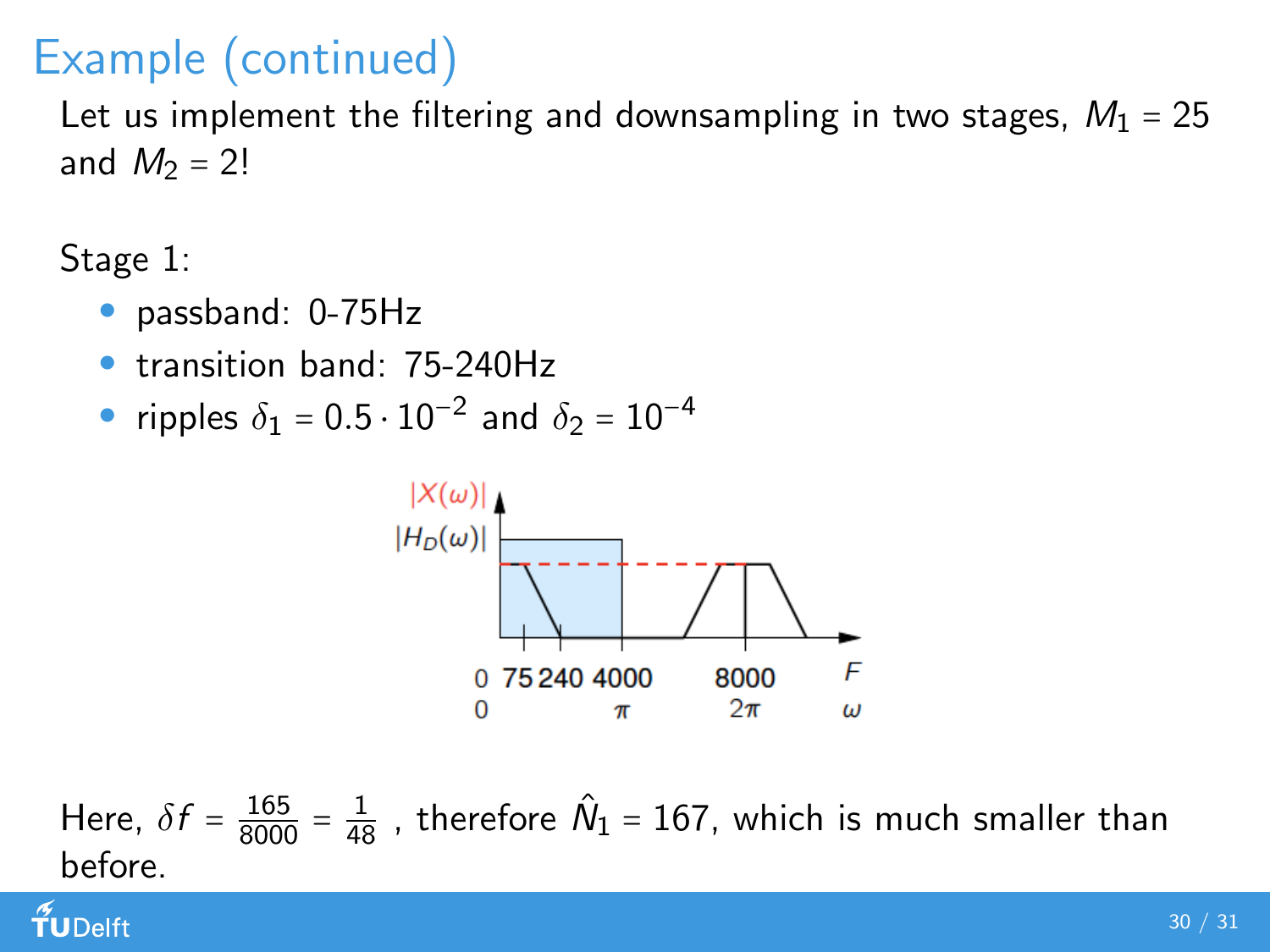# Example (continued)

Let us implement the filtering and downsampling in two stages, $M_1 = 25$ and $M_2 = 2$!

Stage 1:

- passband: 0-75Hz
- transition band: 75-240Hz
- ripples $\delta_1 = 0.5 \cdot 10^{-2}$ and $\delta_2 = 10^{-4}$

Here, $\delta f = \frac{165}{8000} = \frac{1}{48}$ , therefore $\hat{N}_1 = 167$, which is much smaller than before.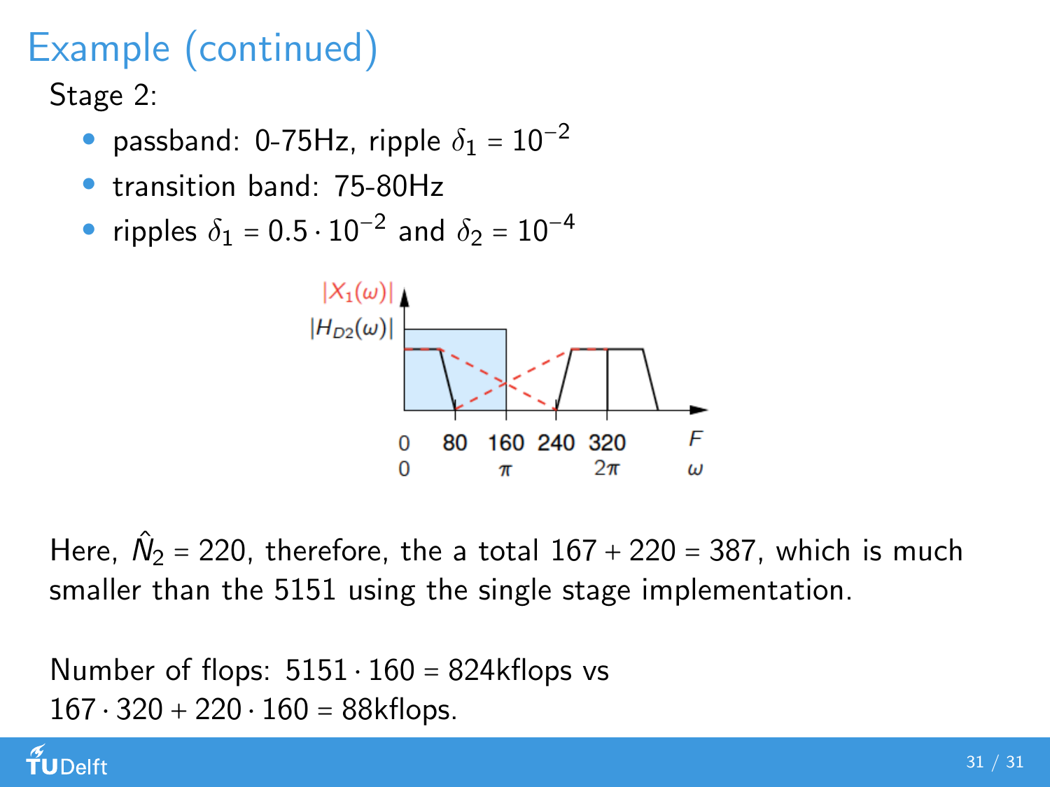# Example (continued)

Stage 2:

- passband: 0-75Hz, ripple $\delta_1 = 10^{-2}$
- transition band: 75-80Hz
- ripples $\delta_1 = 0.5 \cdot 10^{-2}$ and $\delta_2 = 10^{-4}$

$|X_1(\omega)|$
$|H_{D2}(\omega)|$
0 80 160 240 320 $F$
0 $\pi$ $2\pi$ $\omega$

Here, $\hat{N}_2 = 220$, therefore, the a total $167 + 220 = 387$, which is much smaller than the 5151 using the single stage implementation.

Number of flops: $5151 \cdot 160 = 824$kflops vs $167 \cdot 320 + 220 \cdot 160 = 88$kflops.